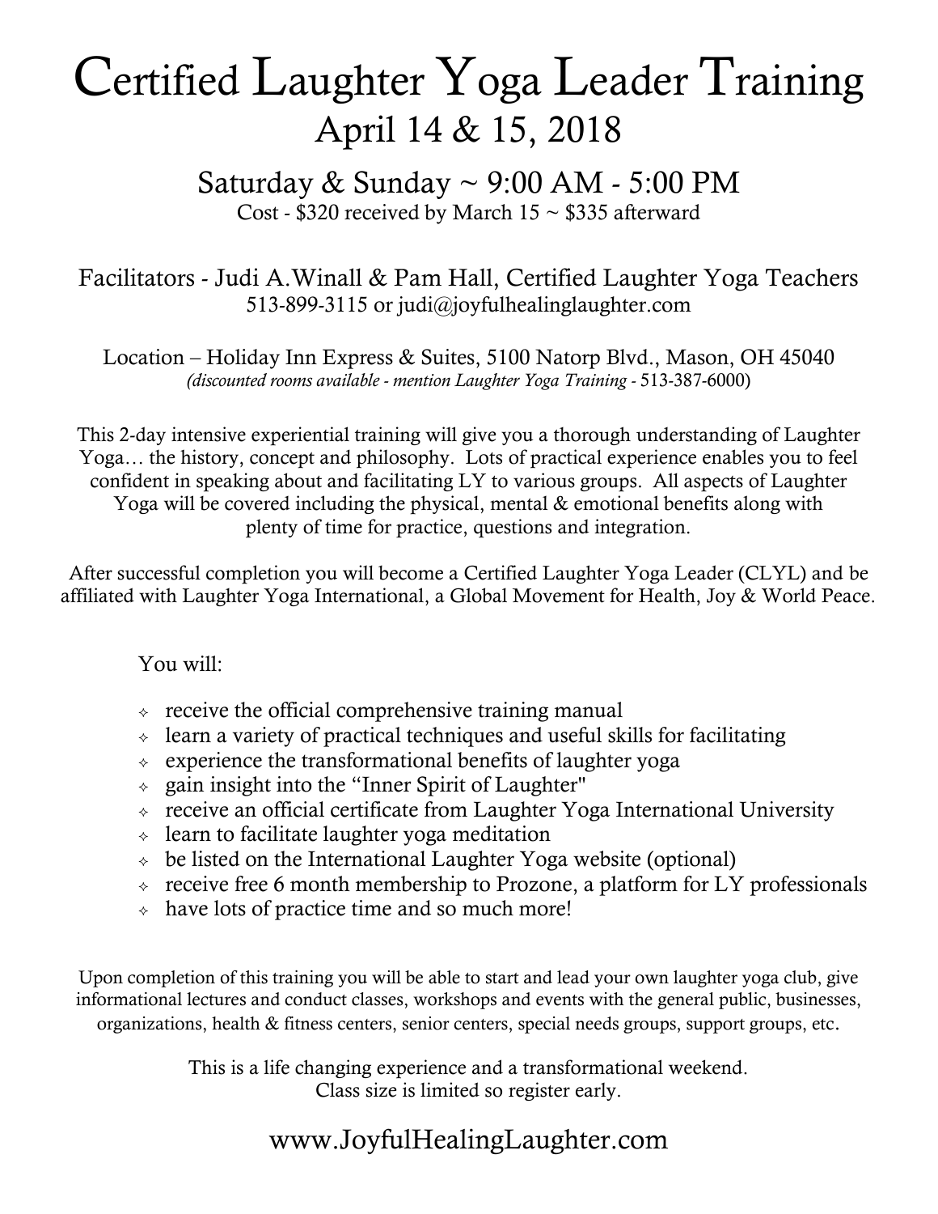# Certified Laughter Yoga Leader Training

## April 14 & 15, 2018

### Saturday & Sunday ~ 9:00 AM - 5:00 PM

Cost - $320 received by March 15 ~ $335 afterward

Facilitators - Judi A.Winall & Pam Hall, Certified Laughter Yoga Teachers
513-899-3115 or judi@joyfulhealinglaughter.com

Location – Holiday Inn Express & Suites, 5100 Natorp Blvd., Mason, OH 45040
*(discounted rooms available - mention Laughter Yoga Training - 513-387-6000)*

This 2-day intensive experiential training will give you a thorough understanding of Laughter Yoga… the history, concept and philosophy. Lots of practical experience enables you to feel confident in speaking about and facilitating LY to various groups. All aspects of Laughter Yoga will be covered including the physical, mental & emotional benefits along with plenty of time for practice, questions and integration.

After successful completion you will become a Certified Laughter Yoga Leader (CLYL) and be affiliated with Laughter Yoga International, a Global Movement for Health, Joy & World Peace.

You will:

- receive the official comprehensive training manual
- learn a variety of practical techniques and useful skills for facilitating
- experience the transformational benefits of laughter yoga
- gain insight into the "Inner Spirit of Laughter"
- receive an official certificate from Laughter Yoga International University
- learn to facilitate laughter yoga meditation
- be listed on the International Laughter Yoga website (optional)
- receive free 6 month membership to Prozone, a platform for LY professionals
- have lots of practice time and so much more!

Upon completion of this training you will be able to start and lead your own laughter yoga club, give informational lectures and conduct classes, workshops and events with the general public, businesses, organizations, health & fitness centers, senior centers, special needs groups, support groups, etc.

This is a life changing experience and a transformational weekend.
Class size is limited so register early.

www.JoyfulHealingLaughter.com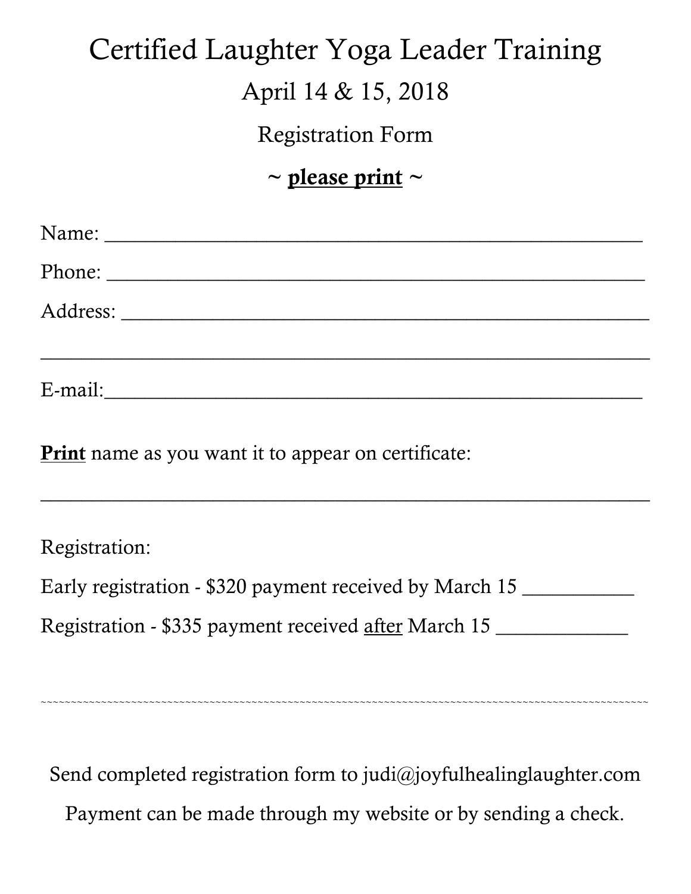# Certified Laughter Yoga Leader Training

## April 14 & 15, 2018

### Registration Form

**~ please print ~**

Name: ____________________________________________

Phone: ____________________________________________

Address: __________________________________________

__________________________________________________

E-mail:____________________________________________

**Print** name as you want it to appear on certificate:

__________________________________________________

Registration:

Early registration - $320 payment received by March 15 ___________

Registration - $335 payment received after March 15 _____________

~~~~~~~~~~~~~~~~~~~~~~~~~~~~~~~~~~~~~~~~~~~~~~~~~~~~~~~~~~~~~~~~~~~~~~~~~~~~~~~~~~~~~~~~~~~~~~~~

Send completed registration form to judi@joyfulhealinglaughter.com

Payment can be made through my website or by sending a check.